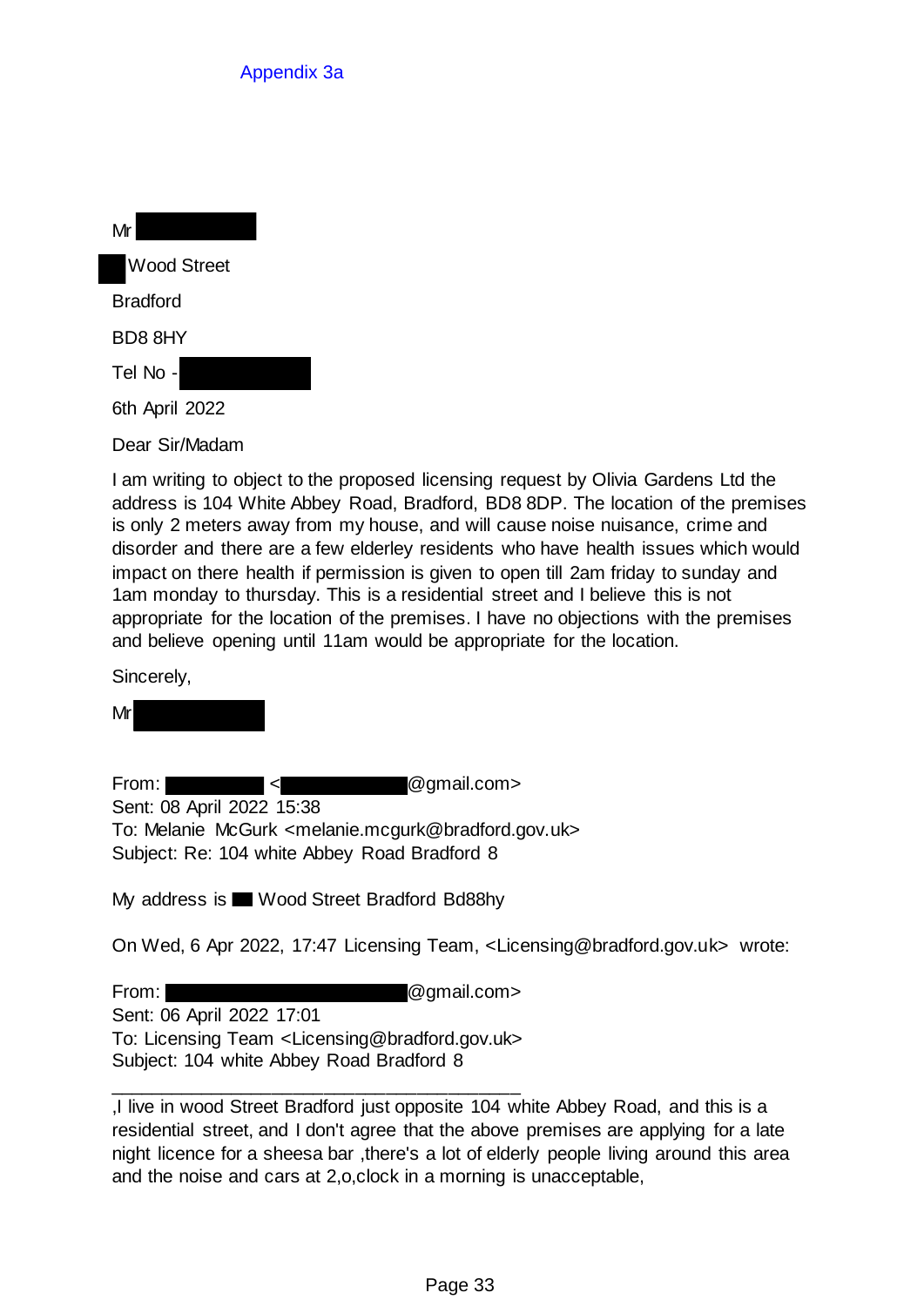Appendix 3a

Mr

Wood Street

Bradford

BD8 8HY

Tel No -

6th April 2022

Dear Sir/Madam

I am writing to object to the proposed licensing request by Olivia Gardens Ltd the address is 104 White Abbey Road, Bradford, BD8 8DP. The location of the premises is only 2 meters away from my house, and will cause noise nuisance, crime and disorder and there are a few elderley residents who have health issues which would impact on there health if permission is given to open till 2am friday to sunday and 1am monday to thursday. This is a residential street and I believe this is not appropriate for the location of the premises. I have no objections with the premises and believe opening until 11am would be appropriate for the location.

Sincerely,

Mr

From: <@gmail.com>
Sent: 08 April 2022 15:38
To: Melanie McGurk <melanie.mcgurk@bradford.gov.uk>
Subject: Re: 104 white Abbey Road Bradford 8

My address is Wood Street Bradford Bd88hy

On Wed, 6 Apr 2022, 17:47 Licensing Team, <Licensing@bradford.gov.uk> wrote:

From: @gmail.com>
Sent: 06 April 2022 17:01
To: Licensing Team <Licensing@bradford.gov.uk>
Subject: 104 white Abbey Road Bradford 8

---

,I live in wood Street Bradford just opposite 104 white Abbey Road, and this is a residential street, and I don't agree that the above premises are applying for a late night licence for a sheesa bar ,there's a lot of elderly people living around this area and the noise and cars at 2,o,clock in a morning is unacceptable,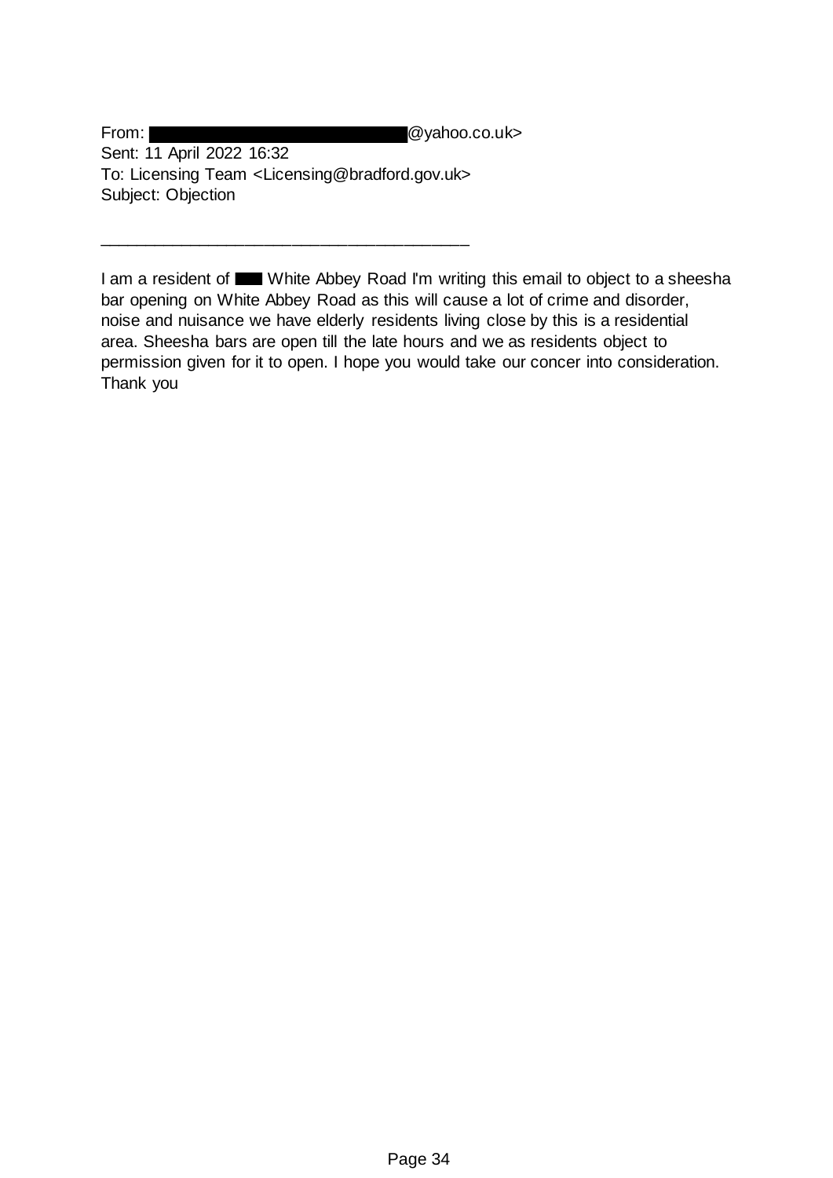From: ████████████████████@yahoo.co.uk>
Sent: 11 April 2022 16:32
To: Licensing Team <Licensing@bradford.gov.uk>
Subject: Objection

---

I am a resident of ███ White Abbey Road I'm writing this email to object to a sheesha bar opening on White Abbey Road as this will cause a lot of crime and disorder, noise and nuisance we have elderly residents living close by this is a residential area. Sheesha bars are open till the late hours and we as residents object to permission given for it to open. I hope you would take our concer into consideration. Thank you